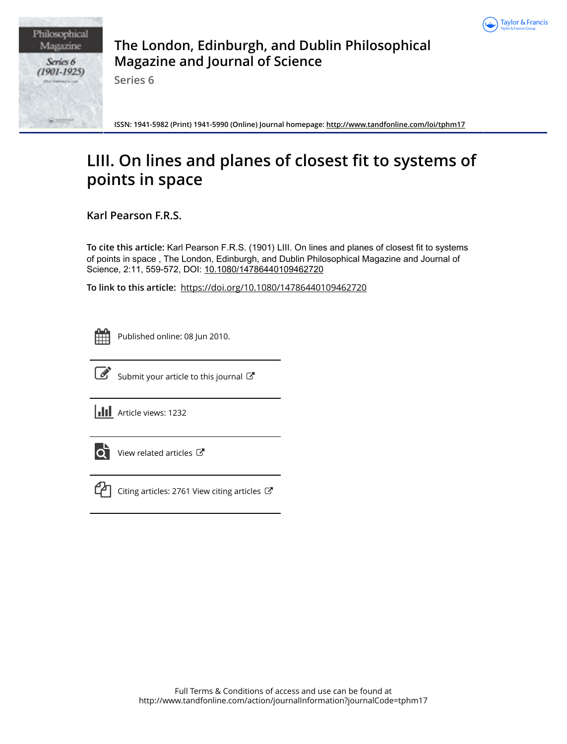# The London, Edinburgh, and Dublin Philosophical Magazine and Journal of Science

Series 6

ISSN: 1941-5982 (Print) 1941-5990 (Online) Journal homepage: http://www.tandfonline.com/loi/tphm17

## LIII. On lines and planes of closest fit to systems of points in space

**Karl Pearson F.R.S.**

**To cite this article:** Karl Pearson F.R.S. (1901) LIII. On lines and planes of closest fit to systems of points in space , The London, Edinburgh, and Dublin Philosophical Magazine and Journal of Science, 2:11, 559-572, DOI: 10.1080/14786440109462720

**To link to this article:** https://doi.org/10.1080/14786440109462720

Published online: 08 Jun 2010.

Submit your article to this journal

Article views: 1232

View related articles

Citing articles: 2761 View citing articles

Full Terms & Conditions of access and use can be found at
http://www.tandfonline.com/action/journalInformation?journalCode=tphm17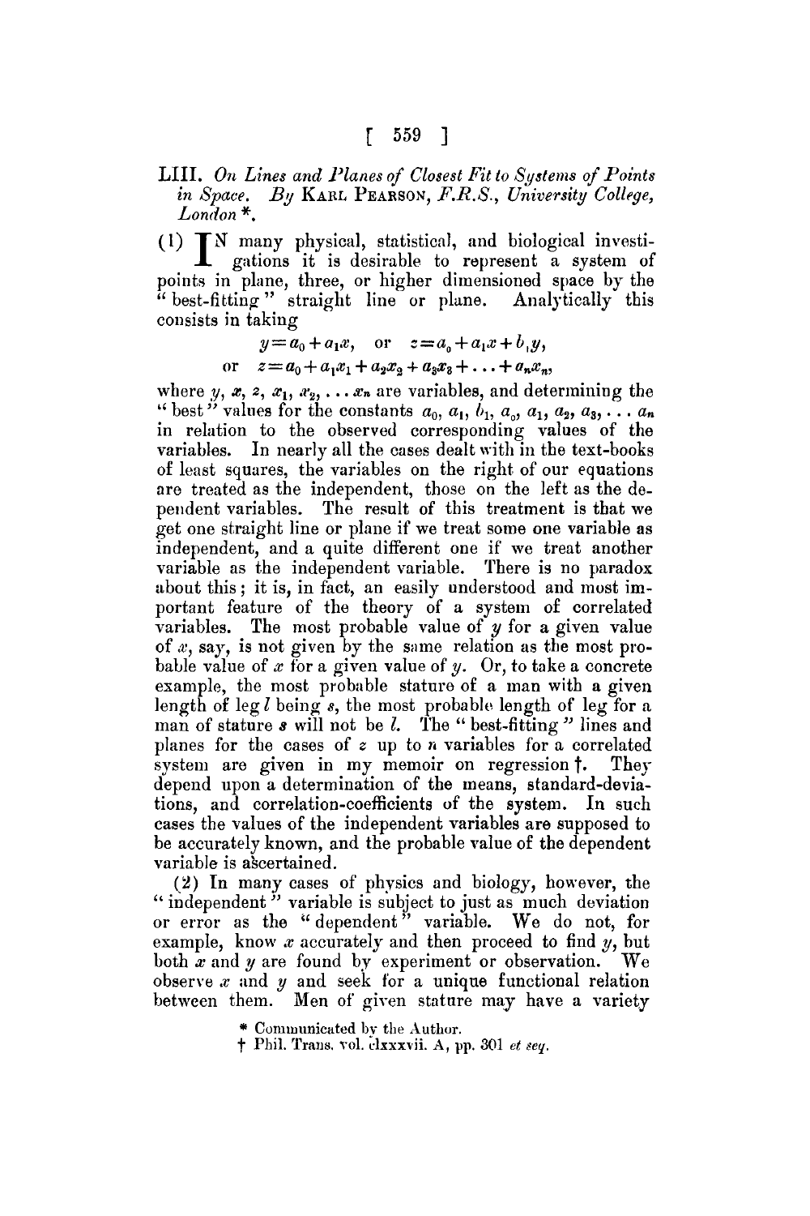# LIII. *On Lines and Planes of Closest Fit to Systems of Points in Space.* By KARL PEARSON, F.R.S., University College, London *.

(1) IN many physical, statistical, and biological investigations it is desirable to represent a system of points in plane, three, or higher dimensioned space by the "best-fitting" straight line or plane. Analytically this consists in taking

$$y = a_0 + a_1 x, \quad \text{or} \quad z = a_0 + a_1 x + b_1 y,$$

$$\text{or} \quad z = a_0 + a_1 x_1 + a_2 x_2 + a_3 x_3 + \ldots + a_n x_n,$$

where $y, x, z, x_1, x_2, \ldots x_n$ are variables, and determining the "best" values for the constants $a_0, a_1, b_1, a_0, a_1, a_2, a_3, \ldots a_n$ in relation to the observed corresponding values of the variables. In nearly all the cases dealt with in the text-books of least squares, the variables on the right of our equations are treated as the independent, those on the left as the dependent variables. The result of this treatment is that we get one straight line or plane if we treat some one variable as independent, and a quite different one if we treat another variable as the independent variable. There is no paradox about this; it is, in fact, an easily understood and most important feature of the theory of a system of correlated variables. The most probable value of $y$ for a given value of $x$, say, is not given by the same relation as the most probable value of $x$ for a given value of $y$. Or, to take a concrete example, the most probable stature of a man with a given length of leg $l$ being $s$, the most probable length of leg for a man of stature $s$ will not be $l$. The "best-fitting" lines and planes for the cases of $z$ up to $n$ variables for a correlated system are given in my memoir on regression †. They depend upon a determination of the means, standard-deviations, and correlation-coefficients of the system. In such cases the values of the independent variables are supposed to be accurately known, and the probable value of the dependent variable is ascertained.

(2) In many cases of physics and biology, however, the "independent" variable is subject to just as much deviation or error as the "dependent" variable. We do not, for example, know $x$ accurately and then proceed to find $y$, but both $x$ and $y$ are found by experiment or observation. We observe $x$ and $y$ and seek for a unique functional relation between them. Men of given stature may have a variety

* Communicated by the Author.

† Phil. Trans. vol. clxxxvii. A, pp. 301 *et seq.*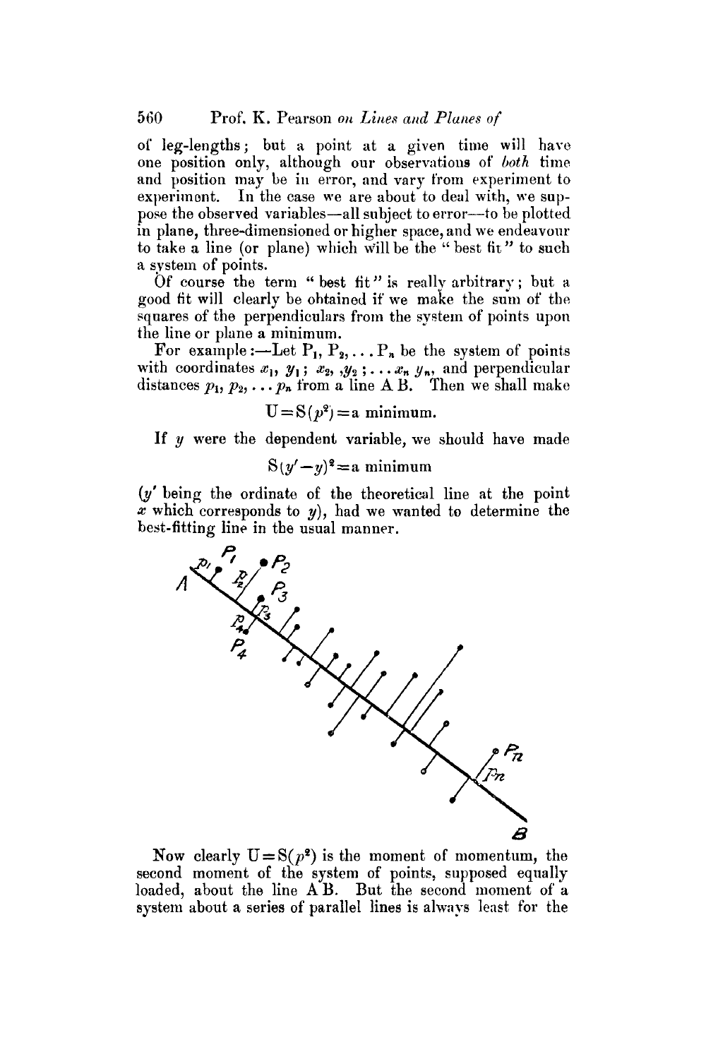of leg-lengths; but a point at a given time will have one position only, although our observations of *both* time and position may be in error, and vary from experiment to experiment. In the case we are about to deal with, we suppose the observed variables—all subject to error—to be plotted in plane, three-dimensioned or higher space, and we endeavour to take a line (or plane) which will be the "best fit" to such a system of points.

Of course the term "best fit" is really arbitrary; but a good fit will clearly be obtained if we make the sum of the squares of the perpendiculars from the system of points upon the line or plane a minimum.

For example:—Let $P_1, P_2, \ldots P_n$ be the system of points with coordinates $x_1, y_1$; $x_2, y_2$; $\ldots x_n\ y_n$, and perpendicular distances $p_1, p_2, \ldots p_n$ from a line A B. Then we shall make

$$U = S(p^2) = \text{a minimum.}$$

If $y$ were the dependent variable, we should have made

$$S(y' - y)^2 = \text{a minimum}$$

($y'$ being the ordinate of the theoretical line at the point $x$ which corresponds to $y$), had we wanted to determine the best-fitting line in the usual manner.

Now clearly $U = S(p^2)$ is the moment of momentum, the second moment of the system of points, supposed equally loaded, about the line A B. But the second moment of a system about a series of parallel lines is always least for the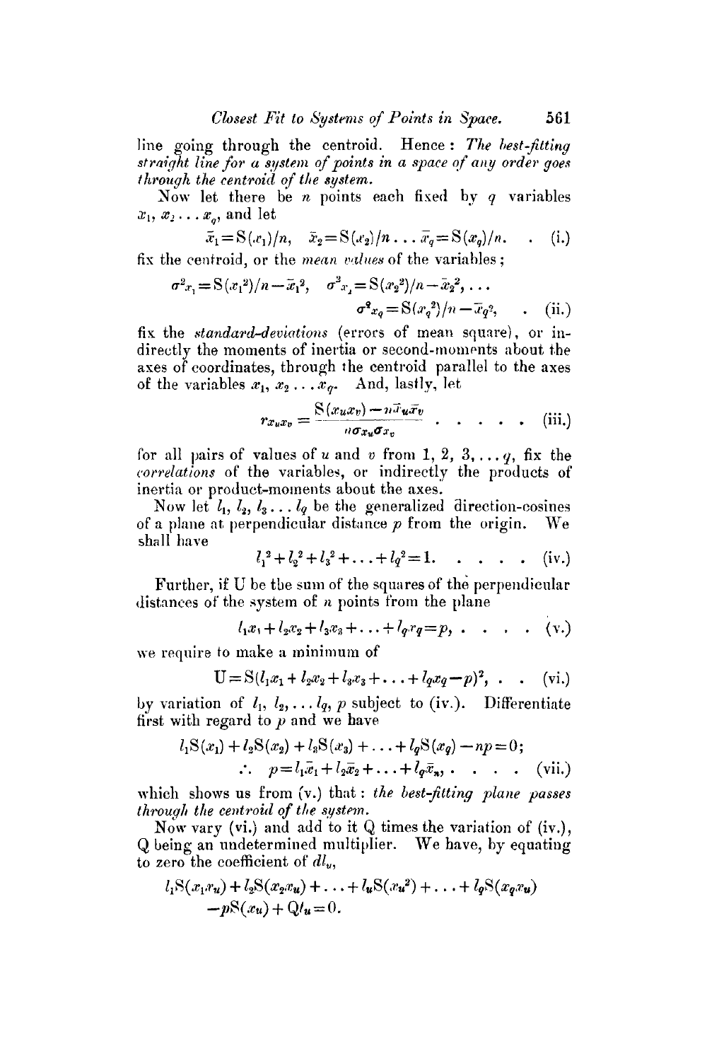line going through the centroid. Hence: *The best-fitting straight line for a system of points in a space of any order goes through the centroid of the system.*

Now let there be $n$ points each fixed by $q$ variables $x_1, x_2 \dots x_q$, and let

$$\bar{x}_1 = \mathrm{S}(x_1)/n, \quad \bar{x}_2 = \mathrm{S}(x_2)/n \dots \bar{x}_q = \mathrm{S}(x_q)/n. \quad . \quad \text{(i.)}$$

fix the centroid, or the *mean values* of the variables;

$$\sigma^2_{x_1} = \mathrm{S}(x_1^2)/n - \bar{x}_1^2, \quad \sigma^2_{x_2} = \mathrm{S}(x_2^2)/n - \bar{x}_2^2, \dots$$
$$\sigma^2_{x_q} = \mathrm{S}(x_q^2)/n - \bar{x}_q^2, \quad . \quad \text{(ii.)}$$

fix the *standard-deviations* (errors of mean square), or indirectly the moments of inertia or second-moments about the axes of coordinates, through the centroid parallel to the axes of the variables $x_1, x_2 \dots x_q$. And, lastly, let

$$r_{x_u x_v} = \frac{\mathrm{S}(x_u x_v) - n\bar{x}_u \bar{x}_v}{n\sigma_{x_u}\sigma_{x_v}} \quad . \quad . \quad . \quad . \quad . \quad \text{(iii.)}$$

for all pairs of values of $u$ and $v$ from $1, 2, 3, \dots q$, fix the *correlations* of the variables, or indirectly the products of inertia or product-moments about the axes.

Now let $l_1, l_2, l_3 \dots l_q$ be the generalized direction-cosines of a plane at perpendicular distance $p$ from the origin. We shall have

$$l_1^2 + l_2^2 + l_3^2 + \dots + l_q^2 = 1. \quad . \quad . \quad . \quad . \quad \text{(iv.)}$$

Further, if U be the sum of the squares of the perpendicular distances of the system of $n$ points from the plane

$$l_1 x_1 + l_2 x_2 + l_3 x_3 + \dots + l_q x_q = p, \quad . \quad . \quad . \quad . \quad \text{(v.)}$$

we require to make a minimum of

$$\mathrm{U} = \mathrm{S}(l_1 x_1 + l_2 x_2 + l_3 x_3 + \dots + l_q x_q - p)^2, \quad . \quad . \quad \text{(vi.)}$$

by variation of $l_1, l_2, \dots l_q, p$ subject to (iv.). Differentiate first with regard to $p$ and we have

$$l_1 \mathrm{S}(x_1) + l_2 \mathrm{S}(x_2) + l_3 \mathrm{S}(x_3) + \dots + l_q \mathrm{S}(x_q) - np = 0;$$
$$\therefore \quad p = l_1 \bar{x}_1 + l_2 \bar{x}_2 + \dots + l_q \bar{x}_n, \quad . \quad . \quad . \quad . \quad \text{(vii.)}$$

which shows us from (v.) that: *the best-fitting plane passes through the centroid of the system.*

Now vary (vi.) and add to it Q times the variation of (iv.), Q being an undetermined multiplier. We have, by equating to zero the coefficient of $dl_u$,

$$l_1 \mathrm{S}(x_1 x_u) + l_2 \mathrm{S}(x_2 x_u) + \dots + l_u \mathrm{S}(x_u^2) + \dots + l_q \mathrm{S}(x_q x_u)$$
$$- p\mathrm{S}(x_u) + \mathrm{Q} l_u = 0.$$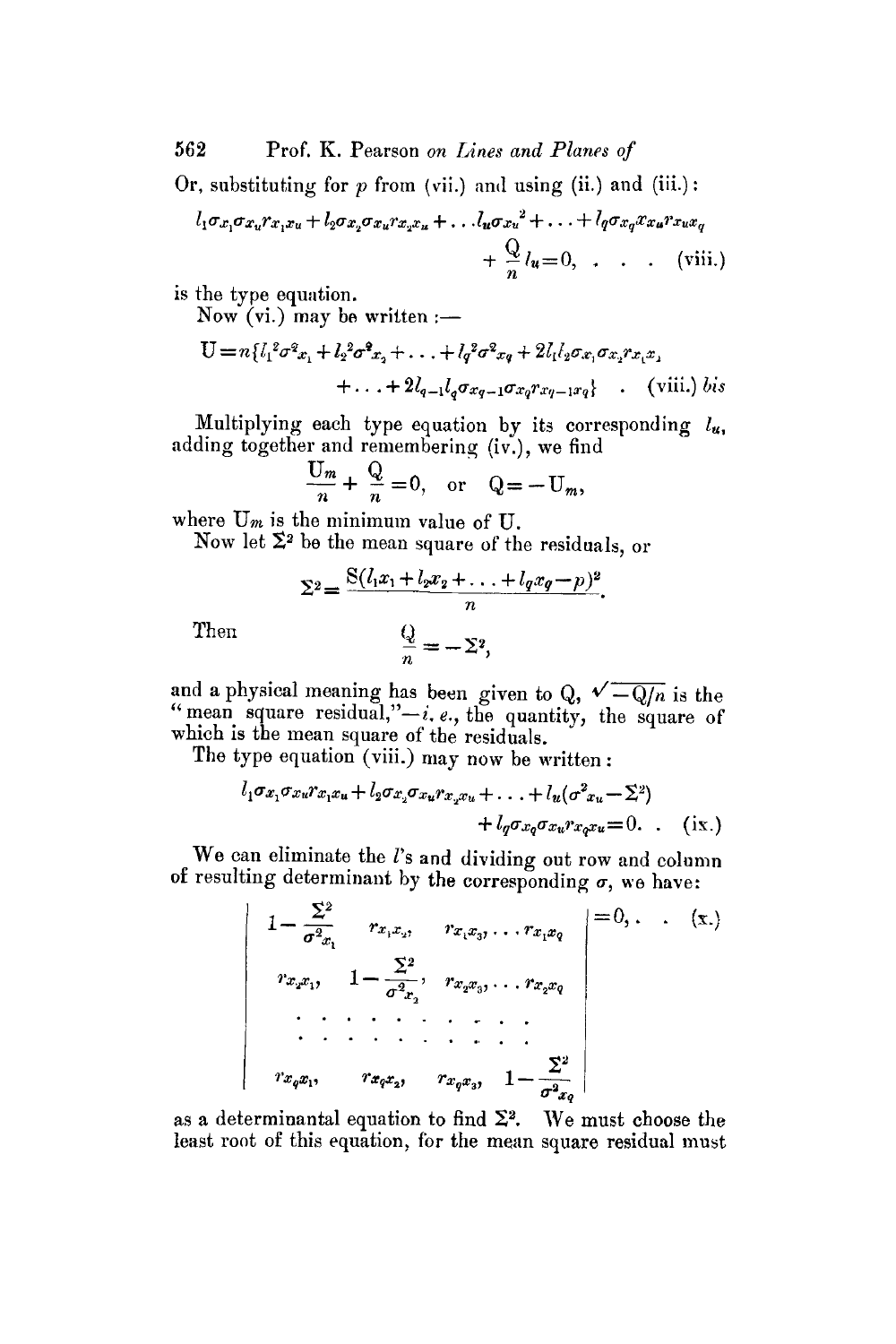Or, substituting for $p$ from (vii.) and using (ii.) and (iii.):

$$l_1\sigma_{x_1}\sigma_{x_u}r_{x_1x_u} + l_2\sigma_{x_2}\sigma_{x_u}r_{x_2x_u} + \ldots l_u\sigma_{x_u}{}^2 + \ldots + l_q\sigma_{x_q}x_{x_u}r_{x_ux_q} + \frac{Q}{n}l_u = 0, \quad . \quad . \quad . \quad \text{(viii.)}$$

is the type equation.

Now (vi.) may be written :—

$$U = n\{l_1{}^2\sigma^2{}_{x_1} + l_2{}^2\sigma^2{}_{x_2} + \ldots + l_q{}^2\sigma^2{}_{x_q} + 2l_1l_2\sigma_{x_1}\sigma_{x_2}r_{x_1x_2} + \ldots + 2l_{q-1}l_q\sigma_{x_{q-1}}\sigma_{x_q}r_{x_{q-1}x_q}\} \quad . \quad \text{(viii.) } bis$$

Multiplying each type equation by its corresponding $l_u$, adding together and remembering (iv.), we find

$$\frac{U_m}{n} + \frac{Q}{n} = 0, \quad \text{or} \quad Q = -U_m,$$

where $U_m$ is the minimum value of U.

Now let $\Sigma^2$ be the mean square of the residuals, or

$$\Sigma^2 = \frac{S(l_1x_1 + l_2x_2 + \ldots + l_qx_q - p)^2}{n}.$$

Then

$$\frac{Q}{n} = -\Sigma^2,$$

and a physical meaning has been given to Q, $\sqrt{-Q/n}$ is the "mean square residual,"—*i. e.*, the quantity, the square of which is the mean square of the residuals.

The type equation (viii.) may now be written :

$$l_1\sigma_{x_1}\sigma_{x_u}r_{x_1x_u} + l_2\sigma_{x_2}\sigma_{x_u}r_{x_2x_u} + \ldots + l_u(\sigma^2{}_{x_u} - \Sigma^2) + l_q\sigma_{x_q}\sigma_{x_u}r_{x_qx_u} = 0. \quad . \quad \text{(ix.)}$$

We can eliminate the $l$'s and dividing out row and column of resulting determinant by the corresponding $\sigma$, we have:

$$\begin{vmatrix} 1 - \frac{\Sigma^2}{\sigma^2{}_{x_1}} & r_{x_1x_2}, & r_{x_1x_3}, \ldots r_{x_1x_q} \\ r_{x_2x_1}, & 1 - \frac{\Sigma^2}{\sigma^2{}_{x_2}}, & r_{x_2x_3}, \ldots r_{x_2x_q} \\ \cdot\ \cdot\ \cdot & \cdot\ \cdot\ \cdot & \cdot\ \cdot\ \cdot \\ \cdot\ \cdot\ \cdot & \cdot\ \cdot\ \cdot & \cdot\ \cdot\ \cdot \\ r_{x_qx_1}, & r_{x_qx_2}, & r_{x_qx_3}, \ 1 - \frac{\Sigma^2}{\sigma^2{}_{x_q}} \end{vmatrix} = 0, \quad . \quad . \quad \text{(x.)}$$

as a determinantal equation to find $\Sigma^2$. We must choose the least root of this equation, for the mean square residual must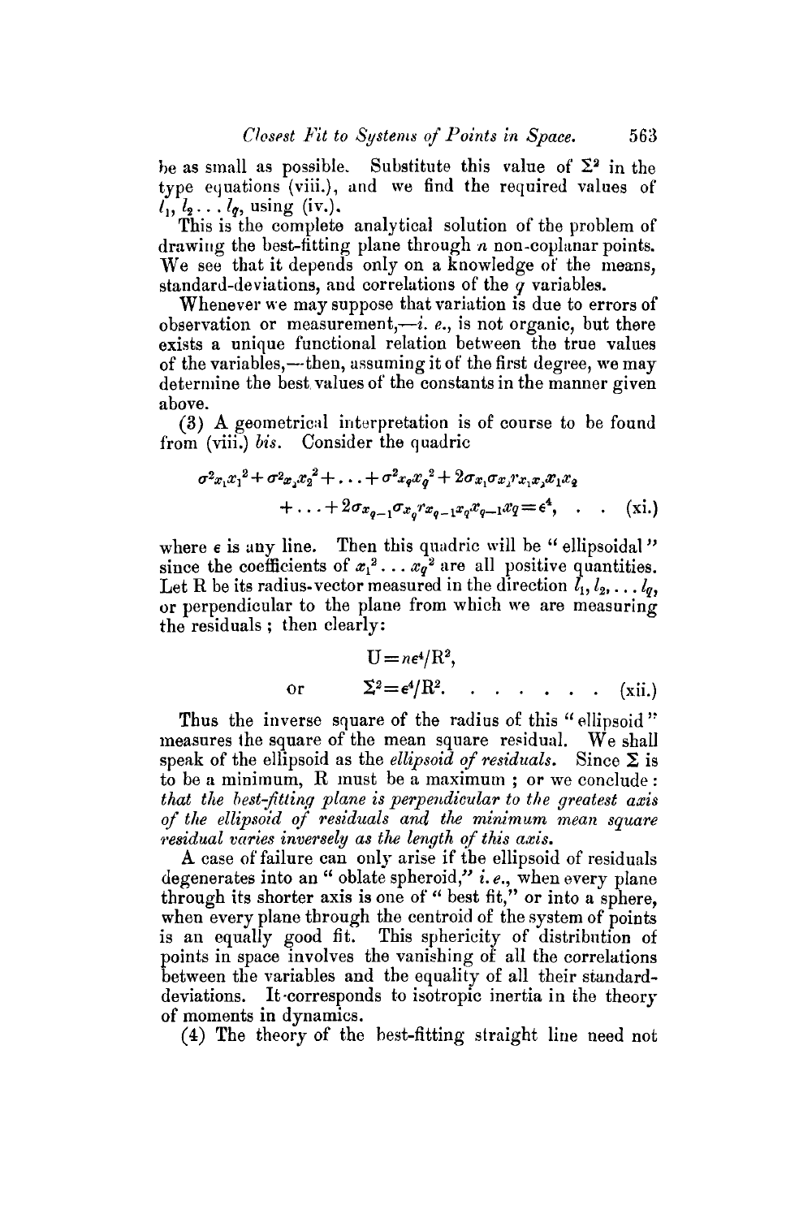be as small as possible. Substitute this value of $\Sigma^2$ in the type equations (viii.), and we find the required values of $l_1, l_2 \dots l_q$, using (iv.).

This is the complete analytical solution of the problem of drawing the best-fitting plane through $n$ non-coplanar points. We see that it depends only on a knowledge of the means, standard-deviations, and correlations of the $q$ variables.

Whenever we may suppose that variation is due to errors of observation or measurement,—*i. e.*, is not organic, but there exists a unique functional relation between the true values of the variables,—then, assuming it of the first degree, we may determine the best values of the constants in the manner given above.

(3) A geometrical interpretation is of course to be found from (viii.) *bis*. Consider the quadric

$$\sigma^2_{x_1}x_1^2 + \sigma^2_{x_2}x_2^2 + \dots + \sigma^2_{x_q}x_q^2 + 2\sigma_{x_1}\sigma_{x_2}r_{x_1x_2}x_1x_2 + \dots + 2\sigma_{x_{q-1}}\sigma_{x_q}r_{x_{q-1}x_q}x_{q-1}x_q = \epsilon^4, \quad . \quad . \quad \text{(xi.)}$$

where $\epsilon$ is any line. Then this quadric will be "ellipsoidal" since the coefficients of $x_1^2 \dots x_q^2$ are all positive quantities. Let R be its radius-vector measured in the direction $l_1, l_2, \dots l_q$, or perpendicular to the plane from which we are measuring the residuals; then clearly:

$$U = n\epsilon^4/R^2,$$

$$\text{or} \qquad \Sigma^2 = \epsilon^4/R^2. \quad . \quad . \quad . \quad . \quad . \quad . \quad . \quad \text{(xii.)}$$

Thus the inverse square of the radius of this "ellipsoid" measures the square of the mean square residual. We shall speak of the ellipsoid as the *ellipsoid of residuals*. Since $\Sigma$ is to be a minimum, R must be a maximum; or we conclude: *that the best-fitting plane is perpendicular to the greatest axis of the ellipsoid of residuals and the minimum mean square residual varies inversely as the length of this axis.*

A case of failure can only arise if the ellipsoid of residuals degenerates into an "oblate spheroid," *i. e.*, when every plane through its shorter axis is one of "best fit," or into a sphere, when every plane through the centroid of the system of points is an equally good fit. This sphericity of distribution of points in space involves the vanishing of all the correlations between the variables and the equality of all their standard-deviations. It corresponds to isotropic inertia in the theory of moments in dynamics.

(4) The theory of the best-fitting straight line need not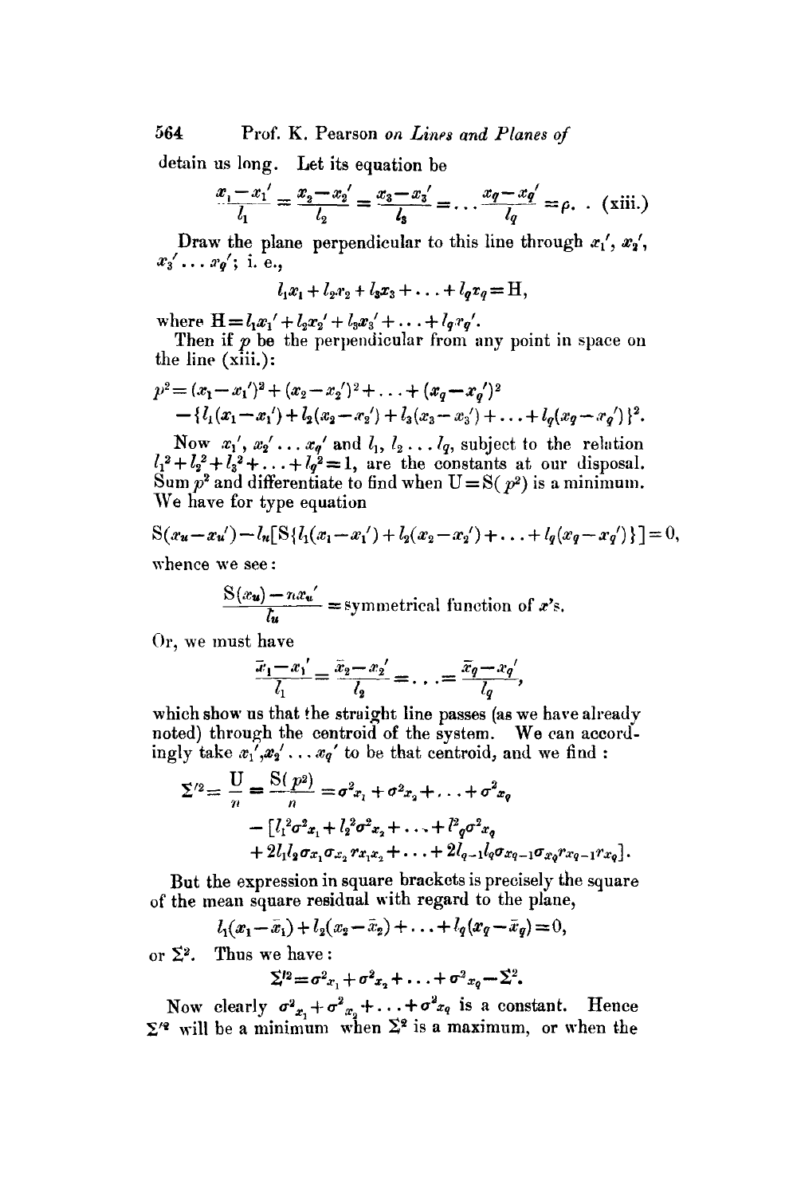detain us long. Let its equation be

$$\frac{x_1 - x_1'}{l_1} = \frac{x_2 - x_2'}{l_2} = \frac{x_3 - x_3'}{l_3} = \ldots \frac{x_q - x_q'}{l_q} = \rho. \quad \text{(xiii.)}$$

Draw the plane perpendicular to this line through $x_1'$, $x_2'$, $x_3' \ldots x_q'$; i. e.,

$$l_1 x_1 + l_2 x_2 + l_3 x_3 + \ldots + l_q x_q = \mathrm{H},$$

where $\mathrm{H} = l_1 x_1' + l_2 x_2' + l_3 x_3' + \ldots + l_q x_q'$.

Then if $p$ be the perpendicular from any point in space on the line (xiii.):

$$p^2 = (x_1 - x_1')^2 + (x_2 - x_2')^2 + \ldots + (x_q - x_q')^2$$
$$- \{l_1(x_1 - x_1') + l_2(x_2 - x_2') + l_3(x_3 - x_3') + \ldots + l_q(x_q - x_q')\}^2.$$

Now $x_1'$, $x_2' \ldots x_q'$ and $l_1$, $l_2 \ldots l_q$, subject to the relation $l_1^2 + l_2^2 + l_3^2 + \ldots + l_q^2 = 1$, are the constants at our disposal. Sum $p^2$ and differentiate to find when $\mathrm{U} = \mathrm{S}(p^2)$ is a minimum. We have for type equation

$$\mathrm{S}(x_u - x_u') - l_u[\mathrm{S}\{l_1(x_1 - x_1') + l_2(x_2 - x_2') + \ldots + l_q(x_q - x_q')\}] = 0,$$

whence we see:

$$\frac{\mathrm{S}(x_u) - n x_u'}{l_u} = \text{symmetrical function of } x\text{'s}.$$

Or, we must have

$$\frac{\bar{x}_1 - x_1'}{l_1} = \frac{\bar{x}_2 - x_2'}{l_2} = \ldots = \frac{\bar{x}_q - x_q'}{l_q},$$

which show us that the straight line passes (as we have already noted) through the centroid of the system. We can accordingly take $x_1', x_2' \ldots x_q'$ to be that centroid, and we find:

$$\Sigma'^2 = \frac{\mathrm{U}}{n} = \frac{\mathrm{S}(p^2)}{n} = \sigma^2_{x_1} + \sigma^2_{x_2} + \ldots + \sigma^2_{x_q}$$
$$- [l_1^2 \sigma^2_{x_1} + l_2^2 \sigma^2_{x_2} + \ldots + l^2_q \sigma^2_{x_q}$$
$$+ 2 l_1 l_2 \sigma_{x_1} \sigma_{x_2} r_{x_1 x_2} + \ldots + 2 l_{q-1} l_q \sigma_{x_{q-1}} \sigma_{x_q} r_{x_{q-1} x_q}].$$

But the expression in square brackets is precisely the square of the mean square residual with regard to the plane,

$$l_1(x_1 - \bar{x}_1) + l_2(x_2 - \bar{x}_2) + \ldots + l_q(x_q - \bar{x}_q) = 0,$$

or $\Sigma^2$. Thus we have:

$$\Sigma'^2 = \sigma^2_{x_1} + \sigma^2_{x_2} + \ldots + \sigma^2_{x_q} - \Sigma^2.$$

Now clearly $\sigma^2_{x_1} + \sigma^2_{x_2} + \ldots + \sigma^2_{x_q}$ is a constant. Hence $\Sigma'^2$ will be a minimum when $\Sigma^2$ is a maximum, or when the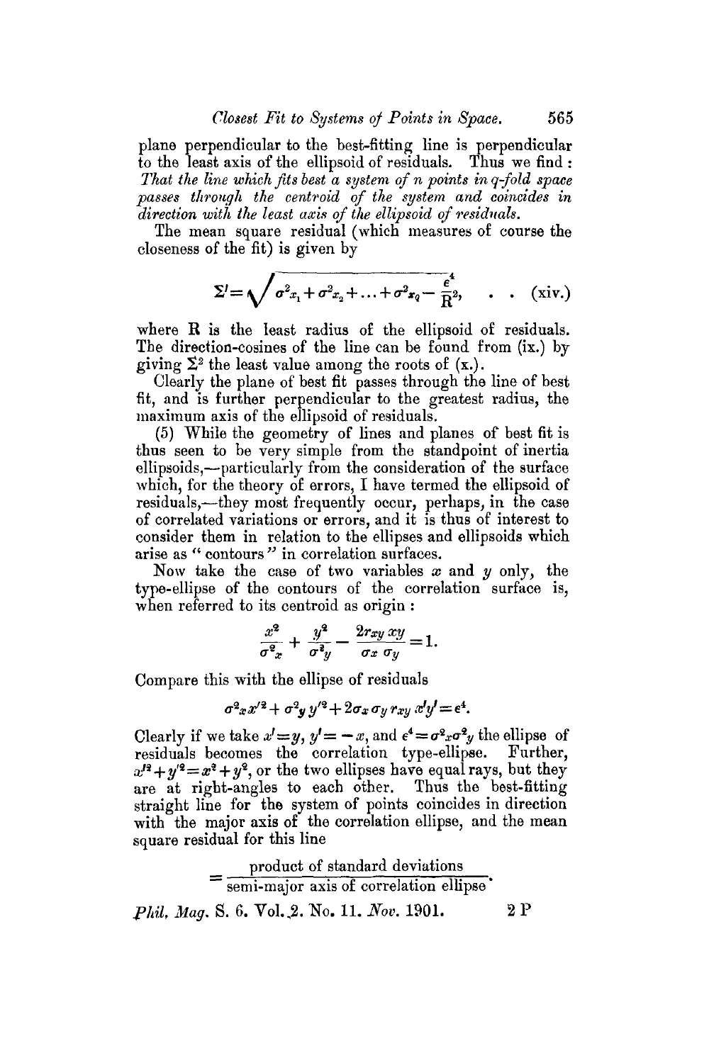plane perpendicular to the best-fitting line is perpendicular to the least axis of the ellipsoid of residuals. Thus we find: *That the line which fits best a system of n points in q-fold space passes through the centroid of the system and coincides in direction with the least axis of the ellipsoid of residuals.*

The mean square residual (which measures of course the closeness of the fit) is given by

$$\Sigma' = \sqrt{\sigma^2{}_{x_1} + \sigma^2{}_{x_2} + \ldots + \sigma^2{}_{x_q} - \frac{\epsilon^4}{R^2}}, \quad . \quad . \quad \text{(xiv.)}$$

where R is the least radius of the ellipsoid of residuals. The direction-cosines of the line can be found from (ix.) by giving $\Sigma^2$ the least value among the roots of (x.).

Clearly the plane of best fit passes through the line of best fit, and is further perpendicular to the greatest radius, the maximum axis of the ellipsoid of residuals.

(5) While the geometry of lines and planes of best fit is thus seen to be very simple from the standpoint of inertia ellipsoids,—particularly from the consideration of the surface which, for the theory of errors, I have termed the ellipsoid of residuals,—they most frequently occur, perhaps, in the case of correlated variations or errors, and it is thus of interest to consider them in relation to the ellipses and ellipsoids which arise as "contours" in correlation surfaces.

Now take the case of two variables $x$ and $y$ only, the type-ellipse of the contours of the correlation surface is, when referred to its centroid as origin:

$$\frac{x^2}{\sigma^2{}_x} + \frac{y^2}{\sigma^2{}_y} - \frac{2r_{xy}\,xy}{\sigma_x\,\sigma_y} = 1.$$

Compare this with the ellipse of residuals

$$\sigma^2{}_x x'^2 + \sigma^2{}_y y'^2 + 2\sigma_x \sigma_y r_{xy}\, x'y' = \epsilon^4.$$

Clearly if we take $x' = y$, $y' = -x$, and $\epsilon^4 = \sigma^2{}_x \sigma^2{}_y$ the ellipse of residuals becomes the correlation type-ellipse. Further, $x'^2 + y'^2 = x^2 + y^2$, or the two ellipses have equal rays, but they are at right-angles to each other. Thus the best-fitting straight line for the system of points coincides in direction with the major axis of the correlation ellipse, and the mean square residual for this line

$$= \frac{\text{product of standard deviations}}{\text{semi-major axis of correlation ellipse}}.$$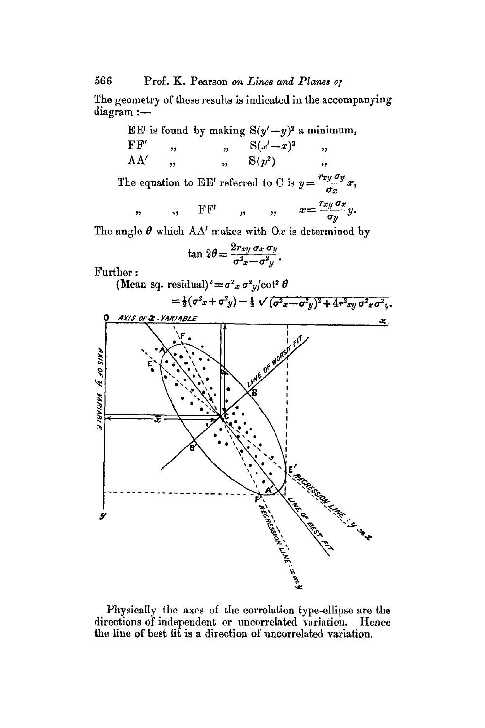The geometry of these results is indicated in the accompanying diagram :—

EE′ is found by making $S(y'-y)^2$ a minimum,

FF′ " " $S(x'-x)^2$ "

AA′ " " $S(p^2)$ "

The equation to EE′ referred to C is $y = \frac{r_{xy}\sigma_y}{\sigma_x}x$,

" " FF′ " " $x = \frac{r_{xy}\sigma_x}{\sigma_y}y$.

The angle $\theta$ which AA′ makes with $Ox$ is determined by

$$\tan 2\theta = \frac{2r_{xy}\sigma_x\sigma_y}{\sigma^2_x - \sigma^2_y}.$$

Further:

$$(\text{Mean sq. residual})^2 = \sigma^2_x\sigma^2_y/\cot^2\theta$$

$$= \tfrac{1}{2}(\sigma^2_x + \sigma^2_y) - \tfrac{1}{2}\sqrt{(\sigma^2_x - \sigma^2_y)^2 + 4r^2_{xy}\sigma^2_x\sigma^2_y}.$$

Physically the axes of the correlation type-ellipse are the directions of independent or uncorrelated variation. Hence the line of best fit is a direction of uncorrelated variation.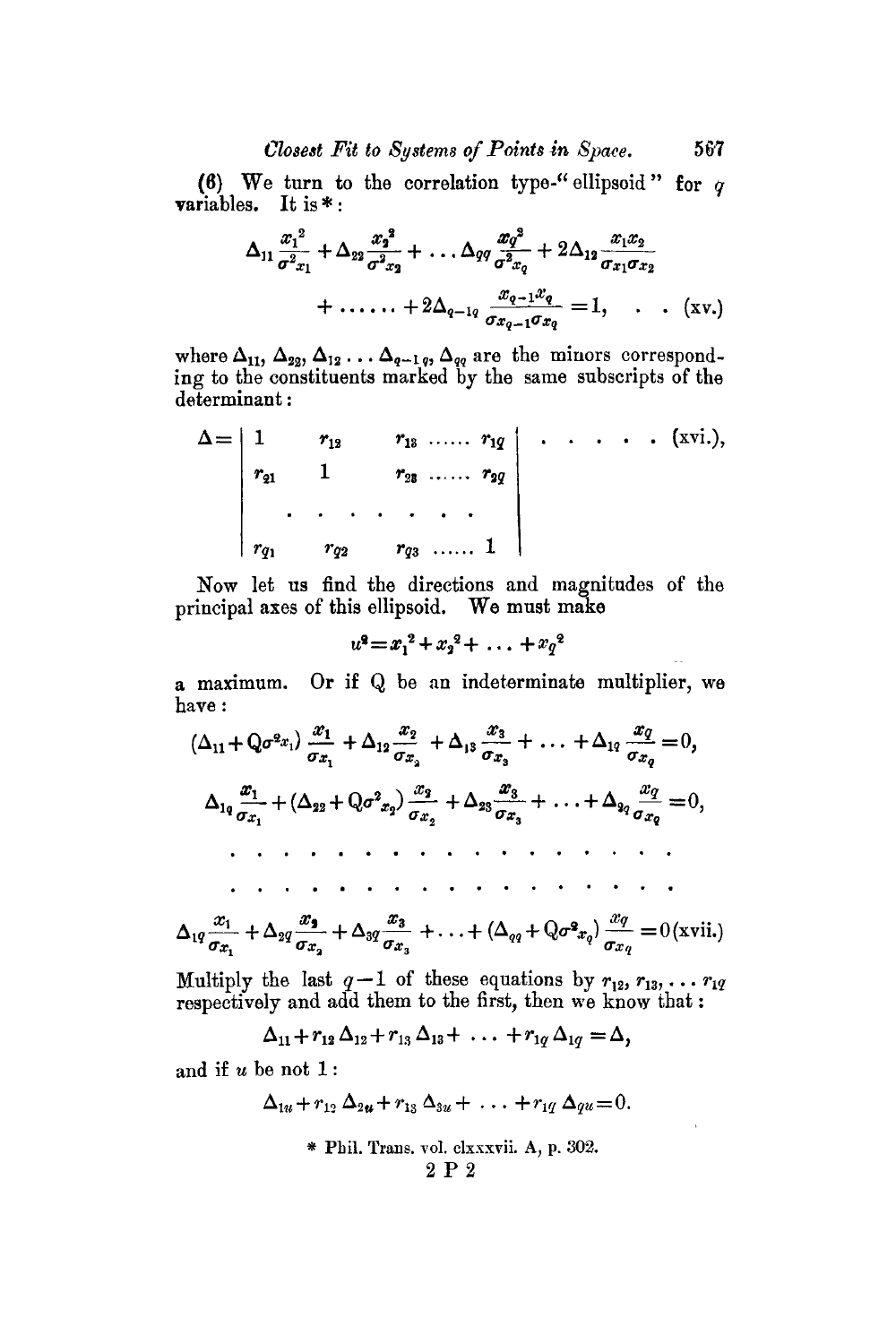(6) We turn to the correlation type-"ellipsoid" for $q$ variables. It is *:

$$\Delta_{11}\frac{x_1^2}{\sigma^2_{x_1}} + \Delta_{22}\frac{x_2^2}{\sigma^2_{x_2}} + \ldots \Delta_{qq}\frac{x_q^2}{\sigma^2_{x_q}} + 2\Delta_{12}\frac{x_1 x_2}{\sigma_{x_1}\sigma_{x_2}}$$

$$+ \ldots\ldots + 2\Delta_{q-1q}\frac{x_{q-1}x_q}{\sigma_{x_{q-1}}\sigma_{x_q}} = 1, \quad . \quad . \text{(xv.)}$$

where $\Delta_{11}$, $\Delta_{22}$, $\Delta_{12} \ldots \Delta_{q-1q}$, $\Delta_{qq}$ are the minors corresponding to the constituents marked by the same subscripts of the determinant:

$$\Delta = \begin{vmatrix} 1 & r_{12} & r_{13} \ldots\ldots r_{1q} \\ r_{21} & 1 & r_{23} \ldots\ldots r_{2q} \\ \cdot & \cdot\ \cdot\ \cdot & \cdot\ \cdot\ \cdot \\ r_{q1} & r_{q2} & r_{q3} \ldots\ldots 1 \end{vmatrix} \quad . \quad . \quad . \quad . \quad . \quad \text{(xvi.)},$$

Now let us find the directions and magnitudes of the principal axes of this ellipsoid. We must make

$$u^2 = x_1^2 + x_2^2 + \ldots + x_q^2$$

a maximum. Or if Q be an indeterminate multiplier, we have:

$$(\Delta_{11} + Q\sigma^2_{x_1})\frac{x_1}{\sigma_{x_1}} + \Delta_{12}\frac{x_2}{\sigma_{x_2}} + \Delta_{13}\frac{x_3}{\sigma_{x_3}} + \ldots + \Delta_{1q}\frac{x_q}{\sigma_{x_q}} = 0,$$

$$\Delta_{1q}\frac{x_1}{\sigma_{x_1}} + (\Delta_{22} + Q\sigma^2_{x_2})\frac{x_2}{\sigma_{x_2}} + \Delta_{23}\frac{x_3}{\sigma_{x_3}} + \ldots + \Delta_{2q}\frac{x_q}{\sigma_{x_q}} = 0,$$

$$\cdot \quad \cdot \quad \cdot \quad \cdot \quad \cdot \quad \cdot \quad \cdot \quad \cdot \quad \cdot \quad \cdot \quad \cdot \quad \cdot \quad \cdot \quad \cdot \quad \cdot \quad \cdot$$

$$\cdot \quad \cdot \quad \cdot \quad \cdot \quad \cdot \quad \cdot \quad \cdot \quad \cdot \quad \cdot \quad \cdot \quad \cdot \quad \cdot \quad \cdot \quad \cdot \quad \cdot \quad \cdot$$

$$\Delta_{1q}\frac{x_1}{\sigma_{x_1}} + \Delta_{2q}\frac{x_2}{\sigma_{x_2}} + \Delta_{3q}\frac{x_3}{\sigma_{x_3}} + \ldots + (\Delta_{qq} + Q\sigma^2_{x_q})\frac{x_q}{\sigma_{x_q}} = 0 \text{(xvii.)}$$

Multiply the last $q-1$ of these equations by $r_{12}, r_{13}, \ldots r_{1q}$ respectively and add them to the first, then we know that:

$$\Delta_{11} + r_{12}\Delta_{12} + r_{13}\Delta_{13} + \ldots + r_{1q}\Delta_{1q} = \Delta,$$

and if $u$ be not 1:

$$\Delta_{1u} + r_{12}\Delta_{2u} + r_{13}\Delta_{3u} + \ldots + r_{1q}\Delta_{qu} = 0.$$

* Phil. Trans. vol. clxxxvii. A, p. 302.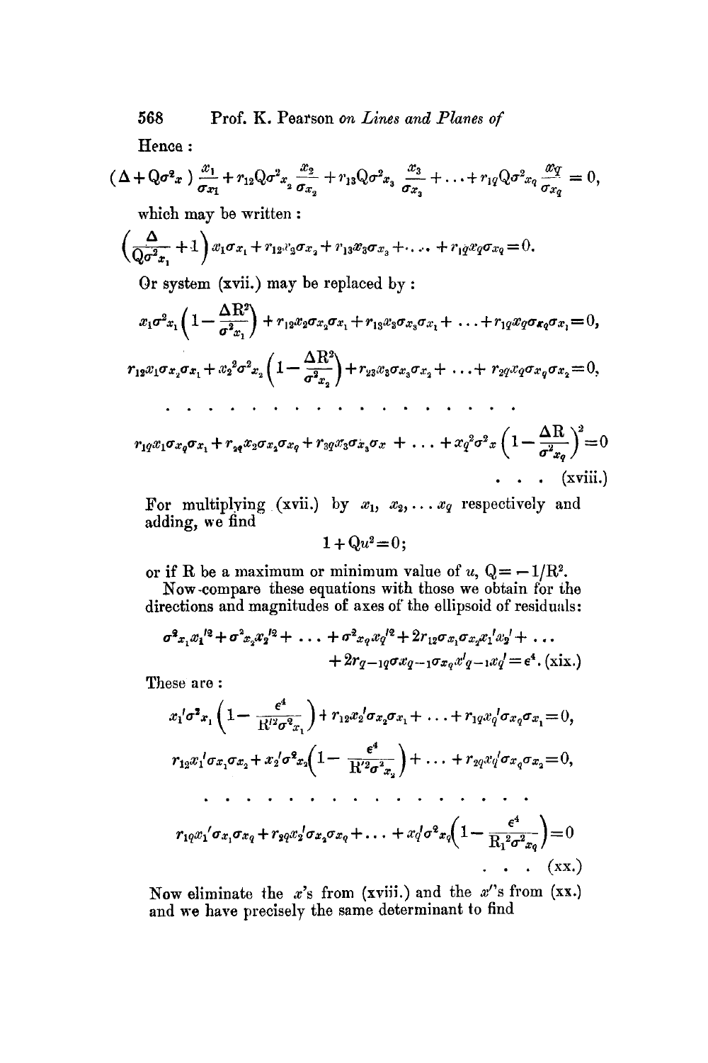Hence :

$$(\Delta + Q\sigma^2_x)\frac{x_1}{\sigma x_1} + r_{12}Q\sigma^2_{x_2}\frac{x_2}{\sigma_{x_2}} + r_{13}Q\sigma^2_{x_3}\frac{x_3}{\sigma_{x_3}} + \ldots + r_{1q}Q\sigma^2_{xq}\frac{xq}{\sigma_{xq}} = 0,$$

which may be written :

$$\left(\frac{\Delta}{Q\sigma^2_{x_1}} + 1\right)x_1\sigma_{x_1} + r_{12}x_2\sigma_{x_2} + r_{13}x_3\sigma_{x_3} + \ldots + r_{1q}x_q\sigma_{xq} = 0.$$

Or system (xvii.) may be replaced by :

$$x_1\sigma^2_{x_1}\left(1 - \frac{\Delta R^2}{\sigma^2_{x_1}}\right) + r_{12}x_2\sigma_{x_2}\sigma_{x_1} + r_{13}x_3\sigma_{x_3}\sigma_{x_1} + \ldots + r_{1q}x_q\sigma_{xq}\sigma_{x_1} = 0,$$

$$r_{12}x_1\sigma_{x_2}\sigma_{x_1} + x_2^2\sigma^2_{x_2}\left(1 - \frac{\Delta R^2}{\sigma^2_{x_2}}\right) + r_{23}x_3\sigma_{x_3}\sigma_{x_2} + \ldots + r_{2q}x_q\sigma_{x_q}\sigma_{x_2} = 0,$$

$$\cdots\cdots\cdots\cdots\cdots$$

$$r_{1q}x_1\sigma_{x_q}\sigma_{x_1} + r_{2q}x_2\sigma_{x_2}\sigma_{xq} + r_{3q}x_3\sigma_{x_3}\sigma_x + \ldots + x_q^2\sigma^2_x\left(1 - \frac{\Delta R}{\sigma^2_{x_q}}\right)^2 = 0 \quad \ldots \text{(xviii.)}$$

For multiplying (xvii.) by $x_1, x_2, \ldots x_q$ respectively and adding, we find

$$1 + Qu^2 = 0;$$

or if R be a maximum or minimum value of $u$, $Q = -1/R^2$.

Now compare these equations with those we obtain for the directions and magnitudes of axes of the ellipsoid of residuals:

$$\sigma^2_{x_1}x_1'^2 + \sigma^2_{x_2}x_2'^2 + \ldots + \sigma^2_{xq}x_q'^2 + 2r_{12}\sigma_{x_1}\sigma_{x_2}x_1'x_2' + \ldots + 2r_{q-1q}\sigma x_{q-1}\sigma_{x_q}x'_{q-1}x_q' = \epsilon^4. \text{ (xix.)}$$

These are :

$$x_1'\sigma^2_{x_1}\left(1 - \frac{\epsilon^4}{R'^2\sigma^2_{x_1}}\right) + r_{12}x_2'\sigma_{x_2}\sigma_{x_1} + \ldots + r_{1q}x_q'\sigma_{x_q}\sigma_{x_1} = 0,$$

$$r_{12}x_1'\sigma_{x_1}\sigma_{x_2} + x_2'\sigma^2_{x_2}\left(1 - \frac{\epsilon^4}{R'^2\sigma^2_{x_2}}\right) + \ldots + r_{2q}x_q'\sigma_{x_q}\sigma_{x_2} = 0,$$

$$\cdots\cdots\cdots\cdots\cdots$$

$$r_{1q}x_1'\sigma_{x_1}\sigma_{x_q} + r_{2q}x_2'\sigma_{x_2}\sigma_{x_q} + \ldots + x_q'\sigma^2_{x_q}\left(1 - \frac{\epsilon^4}{R_1^2\sigma^2_{x_q}}\right) = 0 \quad \ldots \text{(xx.)}$$

Now eliminate the $x$'s from (xviii.) and the $x'$'s from (xx.) and we have precisely the same determinant to find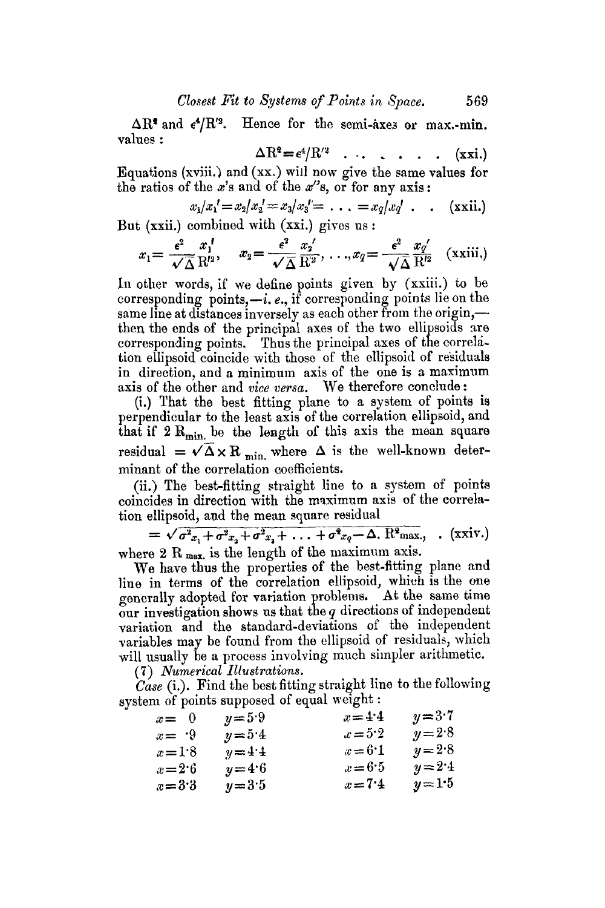$\Delta R^2$ and $\epsilon^4/R'^2$. Hence for the semi-axes or max.-min. values:

$$\Delta R^2 = \epsilon^4/R'^2 \quad . \quad . \quad . \quad . \quad . \quad . \quad \text{(xxi.)}$$

Equations (xviii.) and (xx.) will now give the same values for the ratios of the $x$'s and of the $x'$'s, or for any axis:

$$x_1/x_1' = x_2/x_2' = x_3/x_3' = \ldots = x_q/x_q' \quad . \quad . \quad \text{(xxii.)}$$

But (xxii.) combined with (xxi.) gives us:

$$x_1 = \frac{\epsilon^2}{\sqrt{\Delta}} \frac{x_1'}{R'^2}, \quad x_2 = \frac{\epsilon^2}{\sqrt{\Delta}} \frac{x_2'}{R'^2}, \ldots, x_q = \frac{\epsilon^2}{\sqrt{\Delta}} \frac{x_q'}{R'^2} \quad \text{(xxiii.)}$$

In other words, if we define points given by (xxiii.) to be corresponding points,—*i. e.*, if corresponding points lie on the same line at distances inversely as each other from the origin,—then the ends of the principal axes of the two ellipsoids are corresponding points. Thus the principal axes of the correlation ellipsoid coincide with those of the ellipsoid of residuals in direction, and a minimum axis of the one is a maximum axis of the other and *vice versa*. We therefore conclude:

(i.) That the best fitting plane to a system of points is perpendicular to the least axis of the correlation ellipsoid, and that if $2\,R_{\text{min.}}$ be the length of this axis the mean square residual $= \sqrt{\Delta} \times R_{\text{min.}}$ where $\Delta$ is the well-known determinant of the correlation coefficients.

(ii.) The best-fitting straight line to a system of points coincides in direction with the maximum axis of the correlation ellipsoid, and the mean square residual

$$= \sqrt{\sigma^2_{x_1} + \sigma^2_{x_2} + \sigma^2_{x_3} + \ldots + \sigma^2_{x_q} - \Delta.\,R^2_{\text{max.}}}, \quad . \quad \text{(xxiv.)}$$

where $2\,R_{\text{max.}}$ is the length of the maximum axis.

We have thus the properties of the best-fitting plane and line in terms of the correlation ellipsoid, which is the one generally adopted for variation problems. At the same time our investigation shows us that the $q$ directions of independent variation and the standard-deviations of the independent variables may be found from the ellipsoid of residuals, which will usually be a process involving much simpler arithmetic.

(7) *Numerical Illustrations.*

*Case* (i.). Find the best fitting straight line to the following system of points supposed of equal weight:

| | | | |
|---|---|---|---|
| $x = 0$ | $y = 5{\cdot}9$ | $x = 4{\cdot}4$ | $y = 3{\cdot}7$ |
| $x = {\cdot}9$ | $y = 5{\cdot}4$ | $x = 5{\cdot}2$ | $y = 2{\cdot}8$ |
| $x = 1{\cdot}8$ | $y = 4{\cdot}4$ | $x = 6{\cdot}1$ | $y = 2{\cdot}8$ |
| $x = 2{\cdot}6$ | $y = 4{\cdot}6$ | $x = 6{\cdot}5$ | $y = 2{\cdot}4$ |
| $x = 3{\cdot}3$ | $y = 3{\cdot}5$ | $x = 7{\cdot}4$ | $y = 1{\cdot}5$ |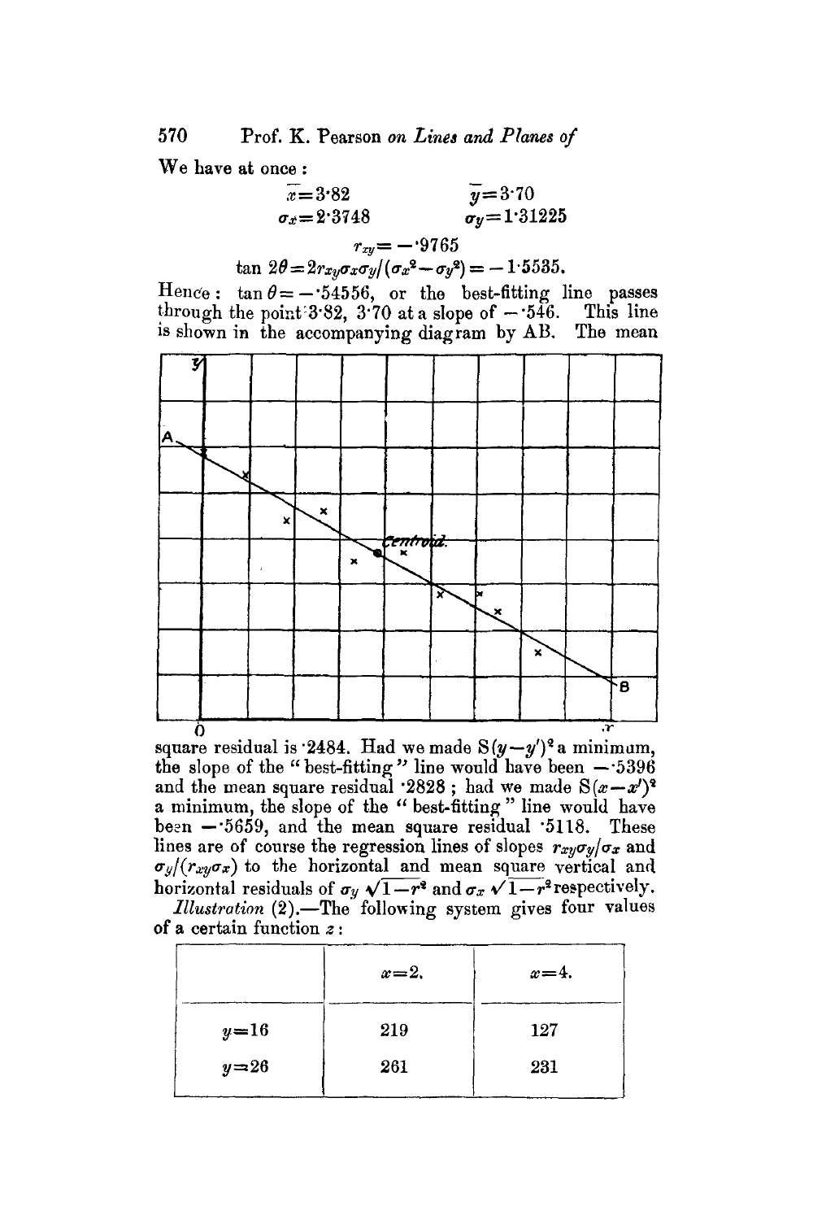We have at once :

$$\bar{x}=3{\cdot}82 \qquad \bar{y}=3{\cdot}70$$

$$\sigma_x=2{\cdot}3748 \qquad \sigma_y=1{\cdot}31225$$

$$r_{xy}=-{\cdot}9765$$

$$\tan 2\theta=2r_{xy}\sigma_x\sigma_y/(\sigma_x^2-\sigma_y^2)=-1{\cdot}5535.$$

Hence: $\tan\theta=-{\cdot}54556$, or the best-fitting line passes through the point 3·82, 3·70 at a slope of $-{\cdot}546$. This line is shown in the accompanying diagram by AB. The mean square residual is ·2484. Had we made $S(y-y')^2$ a minimum, the slope of the "best-fitting" line would have been $-{\cdot}5396$ and the mean square residual ·2828 ; had we made $S(x-x')^2$ a minimum, the slope of the "best-fitting" line would have been $-{\cdot}5659$, and the mean square residual ·5118. These lines are of course the regression lines of slopes $r_{xy}\sigma_y/\sigma_x$ and $\sigma_y/(r_{xy}\sigma_x)$ to the horizontal and mean square vertical and horizontal residuals of $\sigma_y\sqrt{1-r^2}$ and $\sigma_x\sqrt{1-r^2}$ respectively.

*Illustration* (2).—The following system gives four values of a certain function $z$:

| | $x=2.$ | $x=4.$ |
|---|---|---|
| $y=16$ | 219 | 127 |
| $y=26$ | 261 | 231 |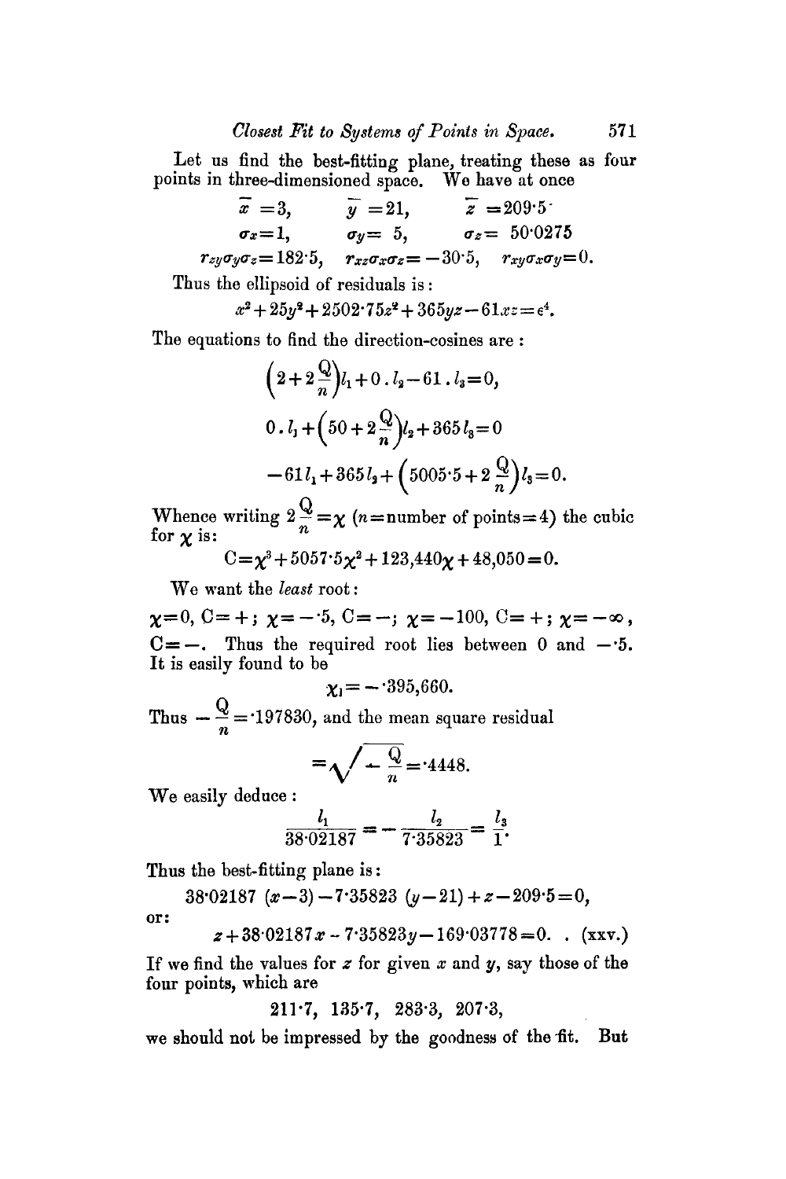Let us find the best-fitting plane, treating these as four points in three-dimensioned space. We have at once

$$\bar{x} = 3, \qquad \bar{y} = 21, \qquad \bar{z} = 209{\cdot}5$$

$$\sigma_x = 1, \qquad \sigma_y = 5, \qquad \sigma_z = 50{\cdot}0275$$

$$r_{zy}\sigma_y\sigma_z = 182{\cdot}5, \quad r_{xz}\sigma_x\sigma_z = -30{\cdot}5, \quad r_{xy}\sigma_x\sigma_y = 0.$$

Thus the ellipsoid of residuals is:

$$x^2 + 25y^2 + 2502{\cdot}75z^2 + 365yz - 61xz = \epsilon^4.$$

The equations to find the direction-cosines are:

$$\left(2 + 2\frac{Q}{n}\right)l_1 + 0 \,.\, l_2 - 61 \,.\, l_3 = 0,$$

$$0 \,.\, l_1 + \left(50 + 2\frac{Q}{n}\right)l_2 + 365\,l_3 = 0$$

$$-61\,l_1 + 365\,l_2 + \left(5005{\cdot}5 + 2\frac{Q}{n}\right)l_3 = 0.$$

Whence writing $2\frac{Q}{n} = \chi$ ($n$ = number of points = 4) the cubic for $\chi$ is:

$$C = \chi^3 + 5057{\cdot}5\chi^2 + 123{,}440\chi + 48{,}050 = 0.$$

We want the *least* root:

$\chi = 0$, $C = +$; $\chi = -{\cdot}5$, $C = -$; $\chi = -100$, $C = +$; $\chi = -\infty$, $C = -$. Thus the required root lies between 0 and $-{\cdot}5$. It is easily found to be

$$\chi_1 = -{\cdot}395{,}660.$$

Thus $-\frac{Q}{n} = {\cdot}197830$, and the mean square residual

$$= \sqrt{-\frac{Q}{n}} = {\cdot}4448.$$

We easily deduce:

$$\frac{l_1}{38{\cdot}02187} = -\frac{l_2}{7{\cdot}35823} = \frac{l_3}{1}.$$

Thus the best-fitting plane is:

$$38{\cdot}02187\,(x-3) - 7{\cdot}35823\,(y-21) + z - 209{\cdot}5 = 0,$$

or:

$$z + 38{\cdot}02187x - 7{\cdot}35823y - 169{\cdot}03778 = 0. \quad . \quad \text{(xxv.)}$$

If we find the values for $z$ for given $x$ and $y$, say those of the four points, which are

$$211{\cdot}7, \quad 135{\cdot}7, \quad 283{\cdot}3, \quad 207{\cdot}3,$$

we should not be impressed by the goodness of the fit. But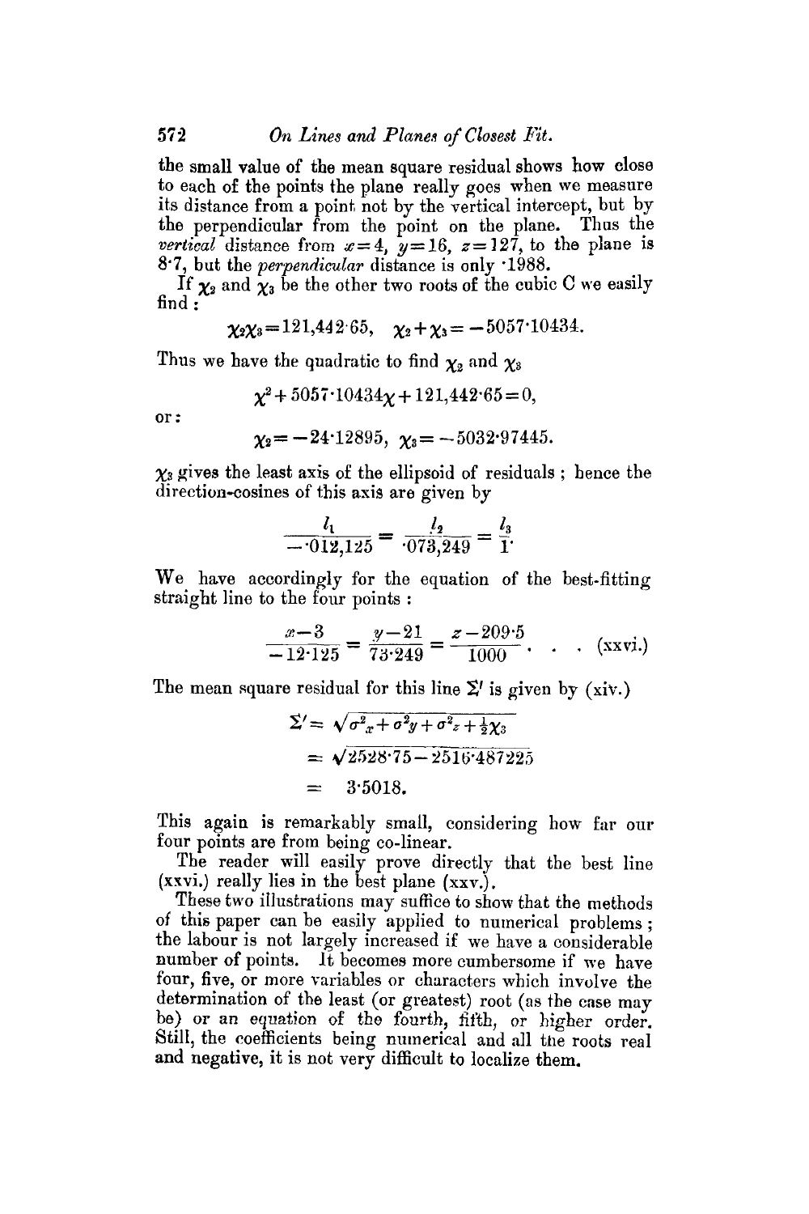the small value of the mean square residual shows how close to each of the points the plane really goes when we measure its distance from a point not by the vertical intercept, but by the perpendicular from the point on the plane. Thus the *vertical* distance from $x=4$, $y=16$, $z=127$, to the plane is 8·7, but the *perpendicular* distance is only ·1988.

If $\chi_2$ and $\chi_3$ be the other two roots of the cubic C we easily find:

$$\chi_2\chi_3 = 121{,}442{\cdot}65, \quad \chi_2 + \chi_3 = -5057{\cdot}10434.$$

Thus we have the quadratic to find $\chi_2$ and $\chi_3$

$$\chi^2 + 5057{\cdot}10434\chi + 121{,}442{\cdot}65 = 0,$$

or:

$$\chi_2 = -24{\cdot}12895, \quad \chi_3 = -5032{\cdot}97445.$$

$\chi_3$ gives the least axis of the ellipsoid of residuals; hence the direction-cosines of this axis are given by

$$\frac{l_1}{-{\cdot}012{,}125} = \frac{l_2}{{\cdot}073{,}249} = \frac{l_3}{1}.$$

We have accordingly for the equation of the best-fitting straight line to the four points:

$$\frac{x-3}{-12{\cdot}125} = \frac{y-21}{73{\cdot}249} = \frac{z-209{\cdot}5}{1000}. \quad . \quad . \quad \text{(xxvi.)}$$

The mean square residual for this line $\Sigma'$ is given by (xiv.)

$$\begin{aligned}
\Sigma' &= \sqrt{\sigma^2_x + \sigma^2_y + \sigma^2_z + \tfrac{1}{2}\chi_3} \\
&= \sqrt{2528{\cdot}75 - 2516{\cdot}487225} \\
&= 3{\cdot}5018.
\end{aligned}$$

This again is remarkably small, considering how far our four points are from being co-linear.

The reader will easily prove directly that the best line (xxvi.) really lies in the best plane (xxv.).

These two illustrations may suffice to show that the methods of this paper can be easily applied to numerical problems; the labour is not largely increased if we have a considerable number of points. It becomes more cumbersome if we have four, five, or more variables or characters which involve the determination of the least (or greatest) root (as the case may be) or an equation of the fourth, fifth, or higher order. Still, the coefficients being numerical and all the roots real and negative, it is not very difficult to localize them.